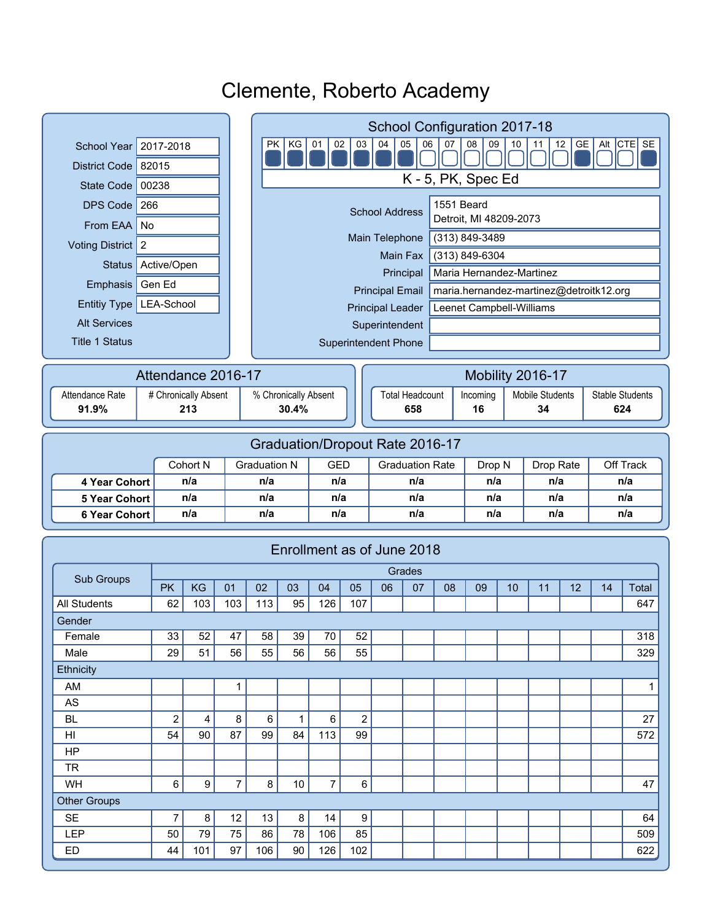# Clemente, Roberto Academy

| | |
|---|---|
| School Year | 2017-2018 |
| District Code | 82015 |
| State Code | 00238 |
| DPS Code | 266 |
| From EAA | No |
| Voting District | 2 |
| Status | Active/Open |
| Emphasis | Gen Ed |
| Entitiy Type | LEA-School |
| Alt Services | |
| Title 1 Status | |

## School Configuration 2017-18

| PK | KG | 01 | 02 | 03 | 04 | 05 | 06 | 07 | 08 | 09 | 10 | 11 | 12 | GE | Alt | CTE | SE |
|---|---|---|---|---|---|---|---|---|---|---|---|---|---|---|---|---|---|
| ■ | ■ | ■ | ■ | ■ | ■ | ■ | □ | □ | □ | □ | □ | □ | □ | ■ | □ | □ | ■ |

K - 5, PK, Spec Ed

| | |
|---|---|
| School Address | 1551 Beard<br>Detroit, MI 48209-2073 |
| Main Telephone | (313) 849-3489 |
| Main Fax | (313) 849-6304 |
| Principal | Maria Hernandez-Martinez |
| Principal Email | maria.hernandez-martinez@detroitk12.org |
| Principal Leader | Leenet Campbell-Williams |
| Superintendent | |
| Superintendent Phone | |

## Attendance 2016-17

| Attendance Rate | # Chronically Absent | % Chronically Absent |
|---|---|---|
| **91.9%** | **213** | **30.4%** |

## Mobility 2016-17

| Total Headcount | Incoming | Mobile Students | Stable Students |
|---|---|---|---|
| **658** | **16** | **34** | **624** |

## Graduation/Dropout Rate 2016-17

| | Cohort N | Graduation N | GED | Graduation Rate | Drop N | Drop Rate | Off Track |
|---|---|---|---|---|---|---|---|
| **4 Year Cohort** | n/a | n/a | n/a | n/a | n/a | n/a | n/a |
| **5 Year Cohort** | n/a | n/a | n/a | n/a | n/a | n/a | n/a |
| **6 Year Cohort** | n/a | n/a | n/a | n/a | n/a | n/a | n/a |

## Enrollment as of June 2018

| Sub Groups | Grades | | | | | | | | | | | | | | |
|---|---|---|---|---|---|---|---|---|---|---|---|---|---|---|---|
| | PK | KG | 01 | 02 | 03 | 04 | 05 | 06 | 07 | 08 | 09 | 10 | 11 | 12 | 14 | Total |
| All Students | 62 | 103 | 103 | 113 | 95 | 126 | 107 | | | | | | | | | 647 |
| Gender | | | | | | | | | | | | | | | | |
| Female | 33 | 52 | 47 | 58 | 39 | 70 | 52 | | | | | | | | | 318 |
| Male | 29 | 51 | 56 | 55 | 56 | 56 | 55 | | | | | | | | | 329 |
| Ethnicity | | | | | | | | | | | | | | | | |
| AM | | | 1 | | | | | | | | | | | | | 1 |
| AS | | | | | | | | | | | | | | | | |
| BL | 2 | 4 | 8 | 6 | 1 | 6 | 2 | | | | | | | | | 27 |
| HI | 54 | 90 | 87 | 99 | 84 | 113 | 99 | | | | | | | | | 572 |
| HP | | | | | | | | | | | | | | | | |
| TR | | | | | | | | | | | | | | | | |
| WH | 6 | 9 | 7 | 8 | 10 | 7 | 6 | | | | | | | | | 47 |
| Other Groups | | | | | | | | | | | | | | | | |
| SE | 7 | 8 | 12 | 13 | 8 | 14 | 9 | | | | | | | | | 64 |
| LEP | 50 | 79 | 75 | 86 | 78 | 106 | 85 | | | | | | | | | 509 |
| ED | 44 | 101 | 97 | 106 | 90 | 126 | 102 | | | | | | | | | 622 |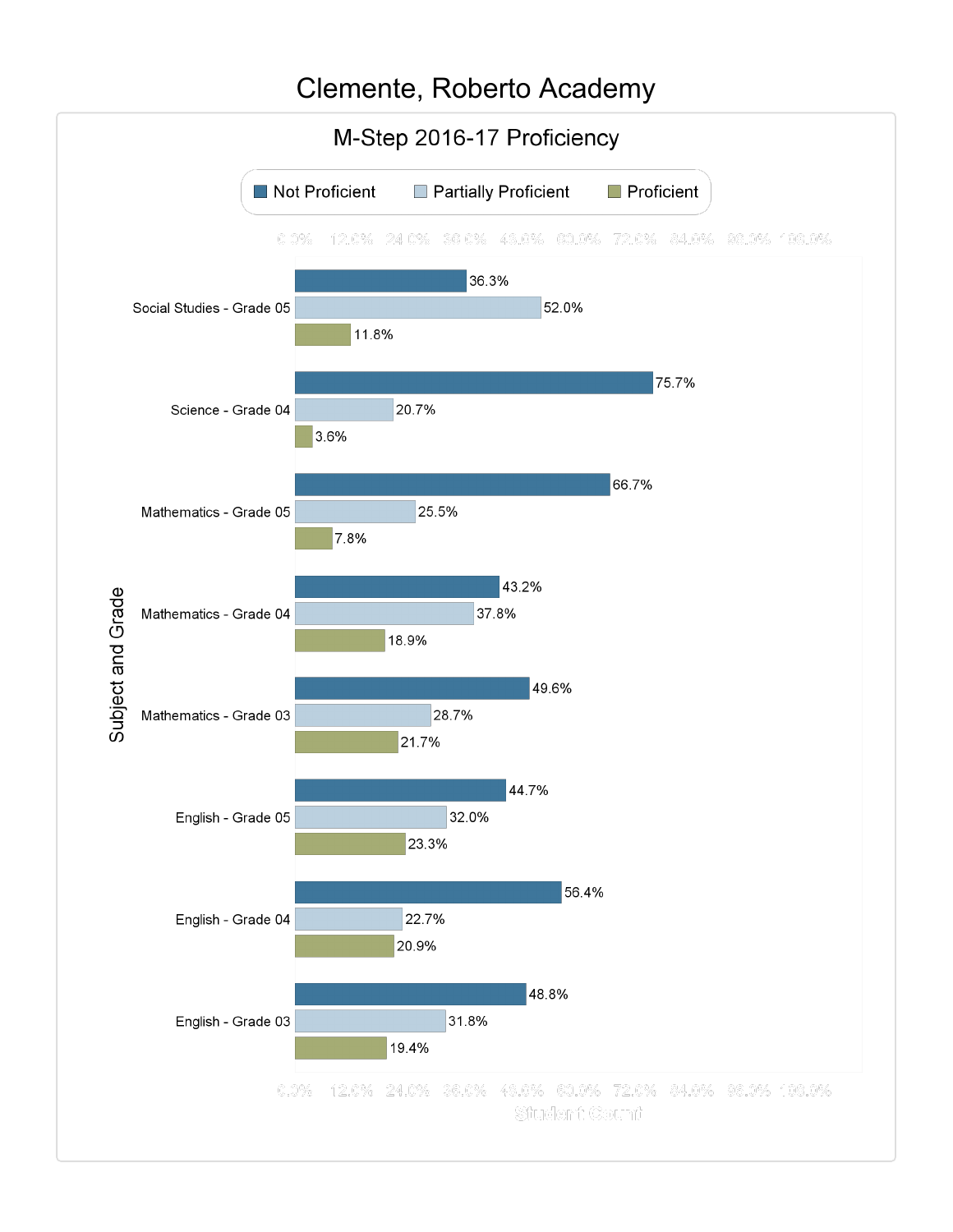# Clemente, Roberto Academy

## M-Step 2016-17 Proficiency

| Subject and Grade | Not Proficient | Partially Proficient | Proficient |
|---|---|---|---|
| Social Studies - Grade 05 | 36.3% | 52.0% | 11.8% |
| Science - Grade 04 | 75.7% | 20.7% | 3.6% |
| Mathematics - Grade 05 | 66.7% | 25.5% | 7.8% |
| Mathematics - Grade 04 | 43.2% | 37.8% | 18.9% |
| Mathematics - Grade 03 | 49.6% | 28.7% | 21.7% |
| English - Grade 05 | 44.7% | 32.0% | 23.3% |
| English - Grade 04 | 56.4% | 22.7% | 20.9% |
| English - Grade 03 | 48.8% | 31.8% | 19.4% |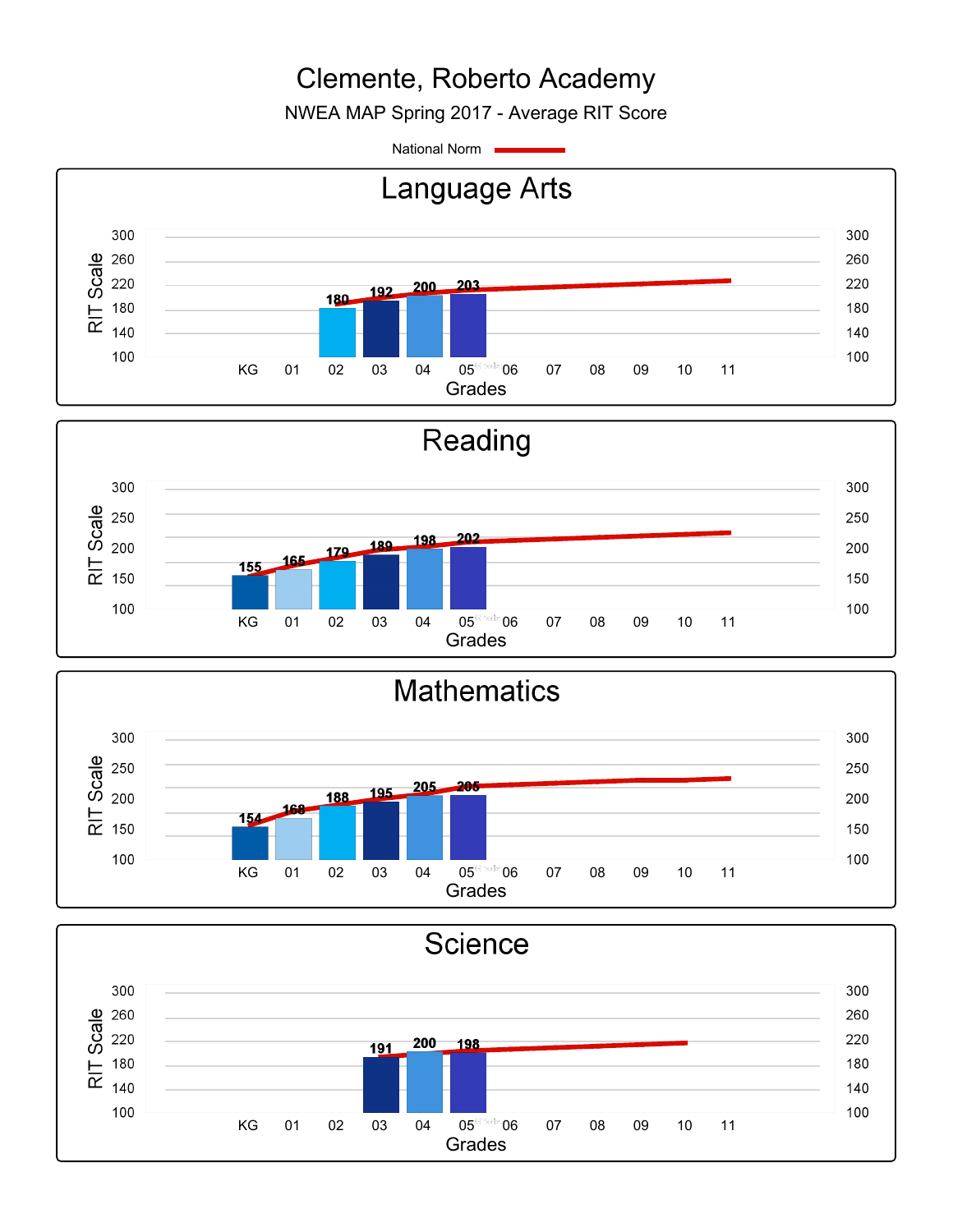# Clemente, Roberto Academy

NWEA MAP Spring 2017 - Average RIT Score

National Norm

## Language Arts

| Grades | KG | 01 | 02 | 03 | 04 | 05 | 06 | 07 | 08 | 09 | 10 | 11 |
|---|---|---|---|---|---|---|---|---|---|---|---|---|
| RIT Scale | | | 180 | 192 | 200 | 203 | | | | | | |

## Reading

| Grades | KG | 01 | 02 | 03 | 04 | 05 | 06 | 07 | 08 | 09 | 10 | 11 |
|---|---|---|---|---|---|---|---|---|---|---|---|---|
| RIT Scale | 155 | 165 | 179 | 189 | 198 | 202 | | | | | | |

## Mathematics

| Grades | KG | 01 | 02 | 03 | 04 | 05 | 06 | 07 | 08 | 09 | 10 | 11 |
|---|---|---|---|---|---|---|---|---|---|---|---|---|
| RIT Scale | 154 | 168 | 188 | 195 | 205 | 205 | | | | | | |

## Science

| Grades | KG | 01 | 02 | 03 | 04 | 05 | 06 | 07 | 08 | 09 | 10 | 11 |
|---|---|---|---|---|---|---|---|---|---|---|---|---|
| RIT Scale | | | | 191 | 200 | 198 | | | | | | |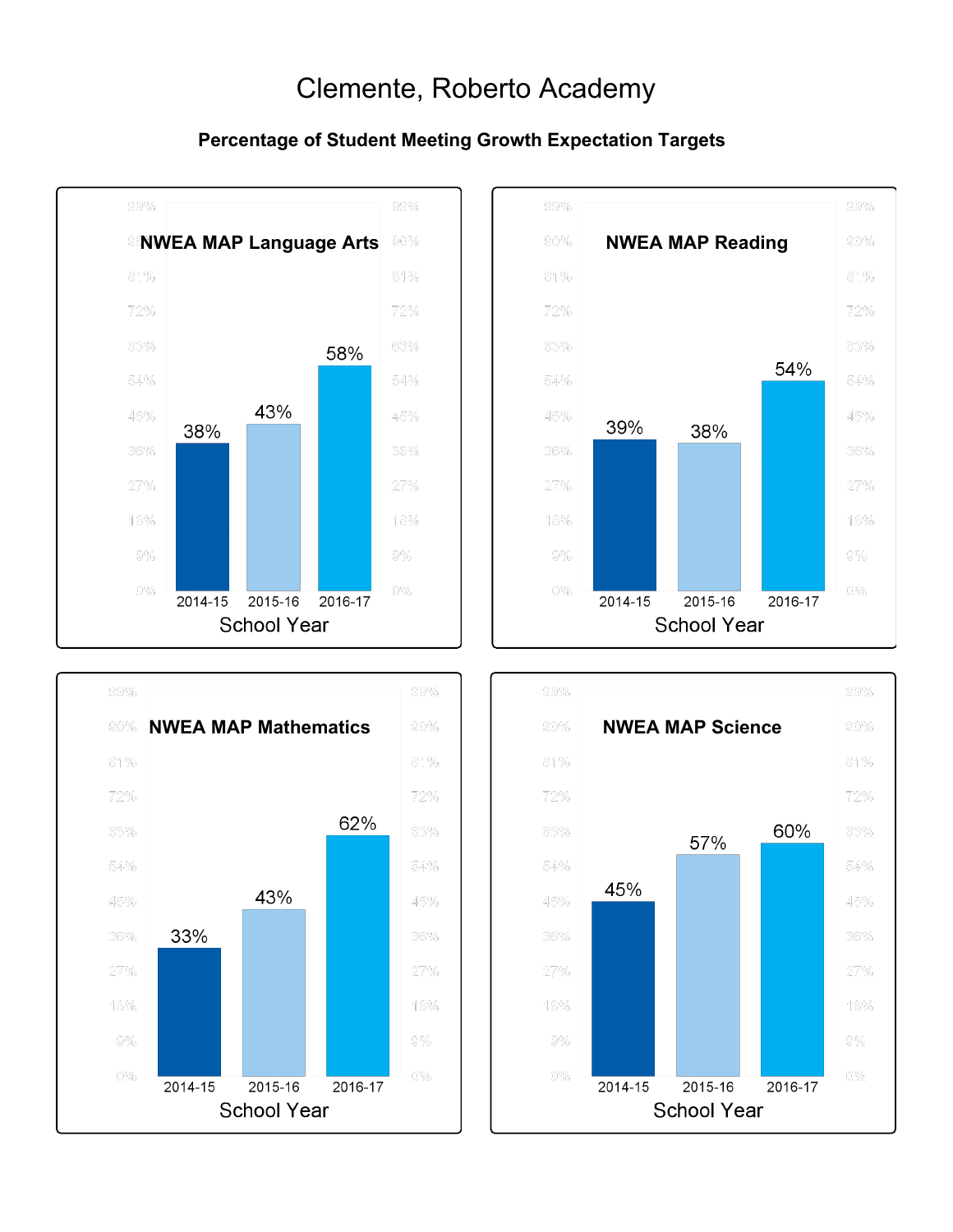# Clemente, Roberto Academy

**Percentage of Student Meeting Growth Expectation Targets**

**NWEA MAP Language Arts**

38%
43%
58%

2014-15
2015-16
2016-17

School Year

**NWEA MAP Reading**

39%
38%
54%

2014-15
2015-16
2016-17

School Year

**NWEA MAP Mathematics**

33%
43%
62%

2014-15
2015-16
2016-17

School Year

**NWEA MAP Science**

45%
57%
60%

2014-15
2015-16
2016-17

School Year